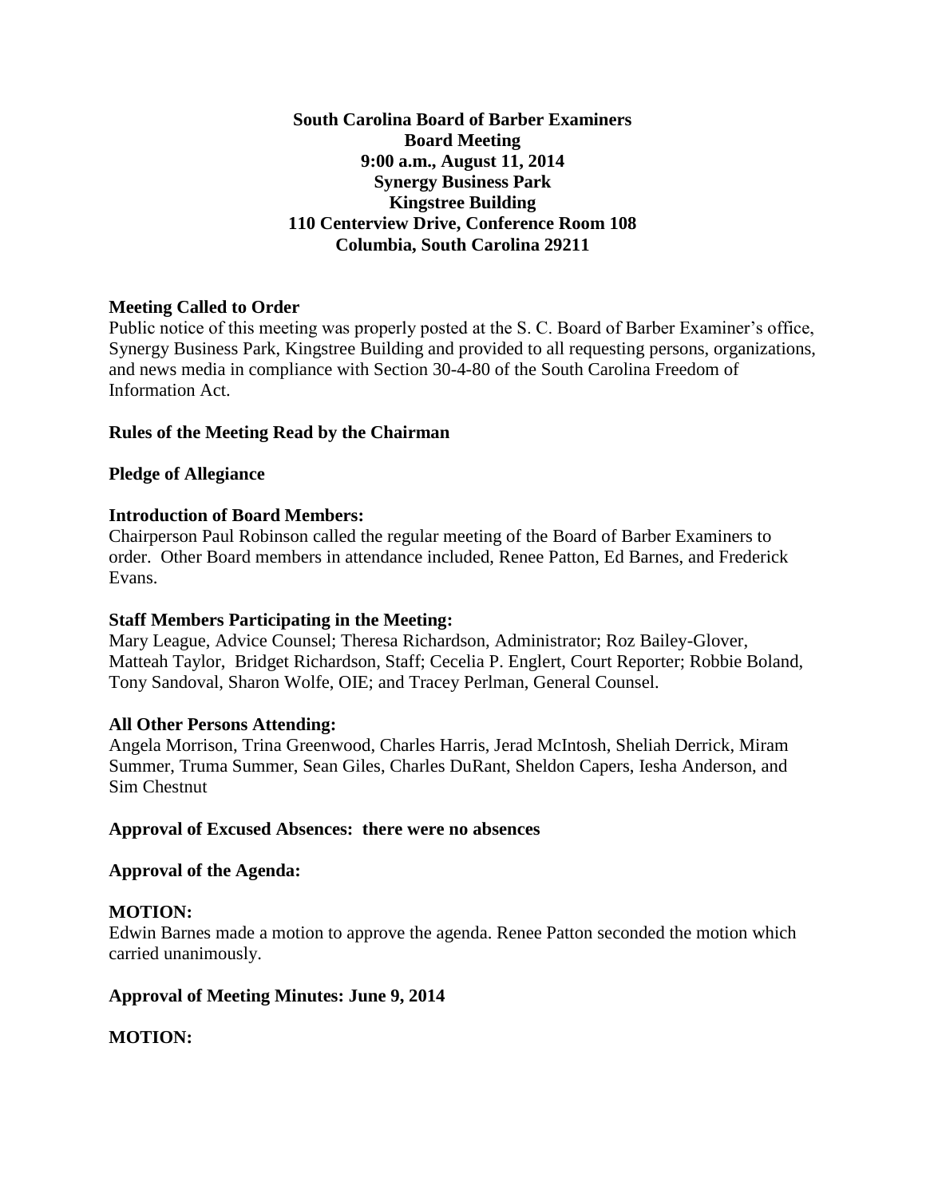**South Carolina Board of Barber Examiners**
**Board Meeting**
**9:00 a.m., August 11, 2014**
**Synergy Business Park**
**Kingstree Building**
**110 Centerview Drive, Conference Room 108**
**Columbia, South Carolina 29211**

**Meeting Called to Order**

Public notice of this meeting was properly posted at the S. C. Board of Barber Examiner's office, Synergy Business Park, Kingstree Building and provided to all requesting persons, organizations, and news media in compliance with Section 30-4-80 of the South Carolina Freedom of Information Act.

**Rules of the Meeting Read by the Chairman**

**Pledge of Allegiance**

**Introduction of Board Members:**

Chairperson Paul Robinson called the regular meeting of the Board of Barber Examiners to order. Other Board members in attendance included, Renee Patton, Ed Barnes, and Frederick Evans.

**Staff Members Participating in the Meeting:**

Mary League, Advice Counsel; Theresa Richardson, Administrator; Roz Bailey-Glover, Matteah Taylor, Bridget Richardson, Staff; Cecelia P. Englert, Court Reporter; Robbie Boland, Tony Sandoval, Sharon Wolfe, OIE; and Tracey Perlman, General Counsel.

**All Other Persons Attending:**

Angela Morrison, Trina Greenwood, Charles Harris, Jerad McIntosh, Sheliah Derrick, Miram Summer, Truma Summer, Sean Giles, Charles DuRant, Sheldon Capers, Iesha Anderson, and Sim Chestnut

**Approval of Excused Absences: there were no absences**

**Approval of the Agenda:**

**MOTION:**

Edwin Barnes made a motion to approve the agenda. Renee Patton seconded the motion which carried unanimously.

**Approval of Meeting Minutes: June 9, 2014**

**MOTION:**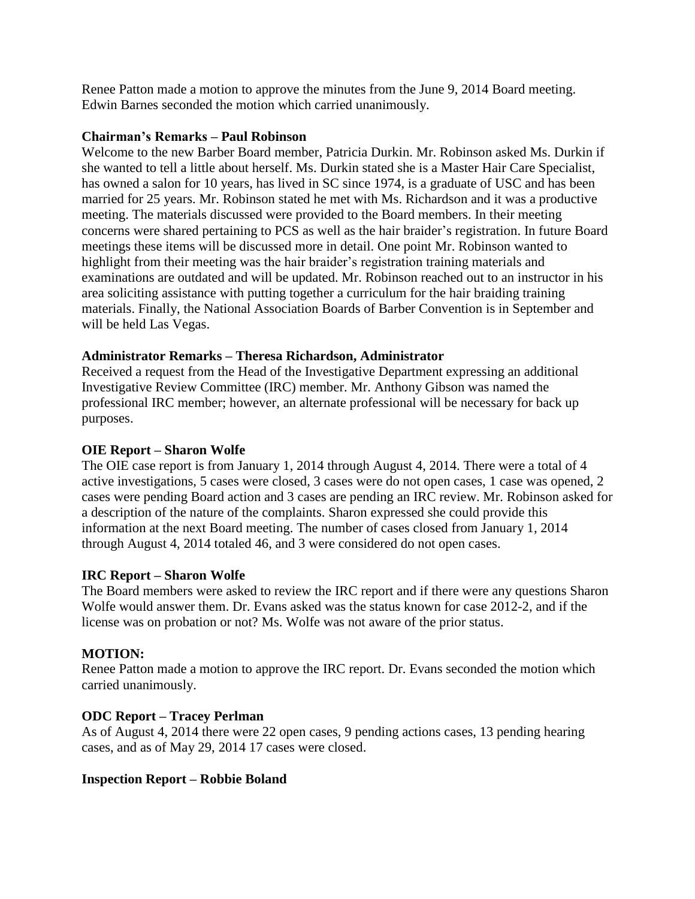Renee Patton made a motion to approve the minutes from the June 9, 2014 Board meeting. Edwin Barnes seconded the motion which carried unanimously.

**Chairman's Remarks – Paul Robinson**

Welcome to the new Barber Board member, Patricia Durkin. Mr. Robinson asked Ms. Durkin if she wanted to tell a little about herself. Ms. Durkin stated she is a Master Hair Care Specialist, has owned a salon for 10 years, has lived in SC since 1974, is a graduate of USC and has been married for 25 years. Mr. Robinson stated he met with Ms. Richardson and it was a productive meeting. The materials discussed were provided to the Board members. In their meeting concerns were shared pertaining to PCS as well as the hair braider's registration. In future Board meetings these items will be discussed more in detail. One point Mr. Robinson wanted to highlight from their meeting was the hair braider's registration training materials and examinations are outdated and will be updated. Mr. Robinson reached out to an instructor in his area soliciting assistance with putting together a curriculum for the hair braiding training materials. Finally, the National Association Boards of Barber Convention is in September and will be held Las Vegas.

**Administrator Remarks – Theresa Richardson, Administrator**

Received a request from the Head of the Investigative Department expressing an additional Investigative Review Committee (IRC) member. Mr. Anthony Gibson was named the professional IRC member; however, an alternate professional will be necessary for back up purposes.

**OIE Report – Sharon Wolfe**

The OIE case report is from January 1, 2014 through August 4, 2014. There were a total of 4 active investigations, 5 cases were closed, 3 cases were do not open cases, 1 case was opened, 2 cases were pending Board action and 3 cases are pending an IRC review. Mr. Robinson asked for a description of the nature of the complaints. Sharon expressed she could provide this information at the next Board meeting. The number of cases closed from January 1, 2014 through August 4, 2014 totaled 46, and 3 were considered do not open cases.

**IRC Report – Sharon Wolfe**

The Board members were asked to review the IRC report and if there were any questions Sharon Wolfe would answer them. Dr. Evans asked was the status known for case 2012-2, and if the license was on probation or not? Ms. Wolfe was not aware of the prior status.

**MOTION:**

Renee Patton made a motion to approve the IRC report. Dr. Evans seconded the motion which carried unanimously.

**ODC Report – Tracey Perlman**

As of August 4, 2014 there were 22 open cases, 9 pending actions cases, 13 pending hearing cases, and as of May 29, 2014 17 cases were closed.

**Inspection Report – Robbie Boland**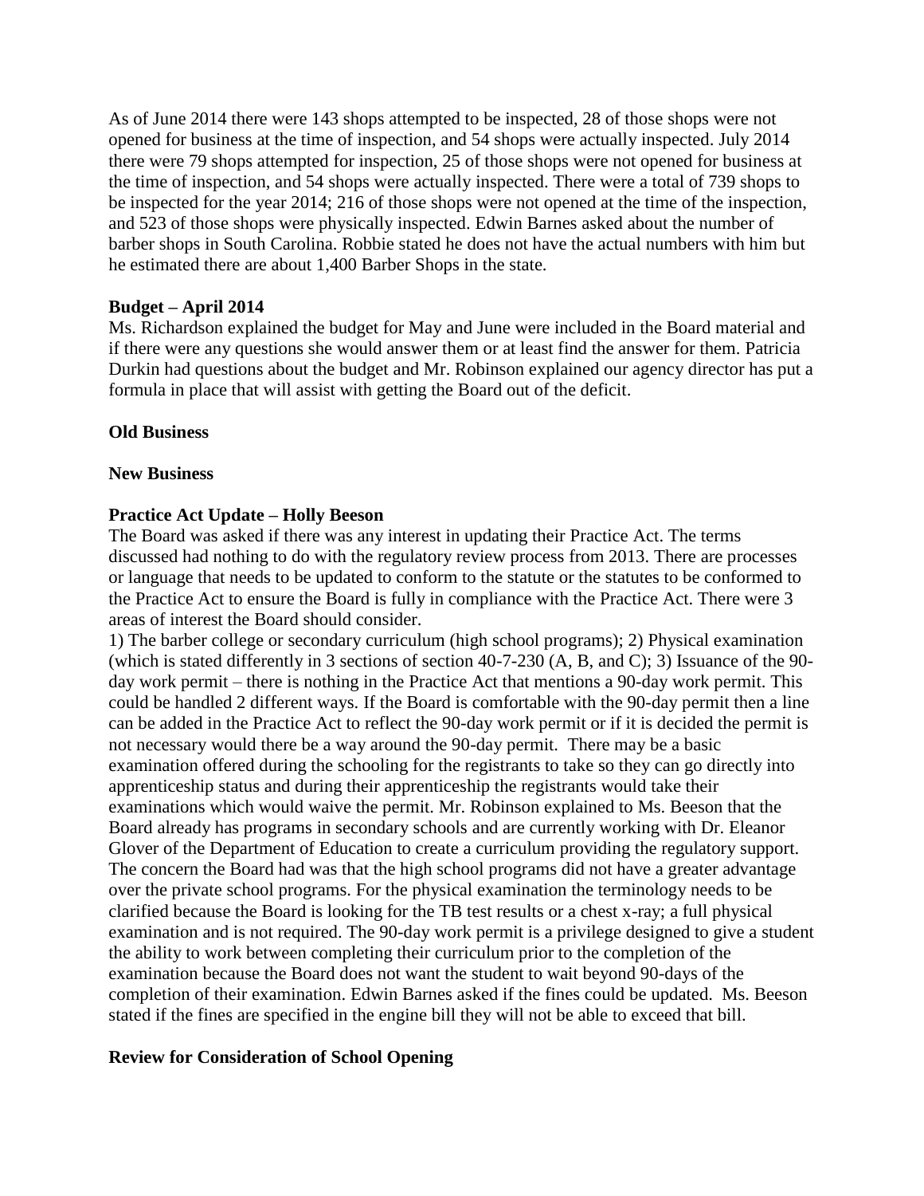As of June 2014 there were 143 shops attempted to be inspected, 28 of those shops were not opened for business at the time of inspection, and 54 shops were actually inspected. July 2014 there were 79 shops attempted for inspection, 25 of those shops were not opened for business at the time of inspection, and 54 shops were actually inspected. There were a total of 739 shops to be inspected for the year 2014; 216 of those shops were not opened at the time of the inspection, and 523 of those shops were physically inspected. Edwin Barnes asked about the number of barber shops in South Carolina. Robbie stated he does not have the actual numbers with him but he estimated there are about 1,400 Barber Shops in the state.

**Budget – April 2014**

Ms. Richardson explained the budget for May and June were included in the Board material and if there were any questions she would answer them or at least find the answer for them. Patricia Durkin had questions about the budget and Mr. Robinson explained our agency director has put a formula in place that will assist with getting the Board out of the deficit.

**Old Business**

**New Business**

**Practice Act Update – Holly Beeson**

The Board was asked if there was any interest in updating their Practice Act. The terms discussed had nothing to do with the regulatory review process from 2013. There are processes or language that needs to be updated to conform to the statute or the statutes to be conformed to the Practice Act to ensure the Board is fully in compliance with the Practice Act. There were 3 areas of interest the Board should consider.

1) The barber college or secondary curriculum (high school programs); 2) Physical examination (which is stated differently in 3 sections of section 40-7-230 (A, B, and C); 3) Issuance of the 90-day work permit – there is nothing in the Practice Act that mentions a 90-day work permit. This could be handled 2 different ways. If the Board is comfortable with the 90-day permit then a line can be added in the Practice Act to reflect the 90-day work permit or if it is decided the permit is not necessary would there be a way around the 90-day permit. There may be a basic examination offered during the schooling for the registrants to take so they can go directly into apprenticeship status and during their apprenticeship the registrants would take their examinations which would waive the permit. Mr. Robinson explained to Ms. Beeson that the Board already has programs in secondary schools and are currently working with Dr. Eleanor Glover of the Department of Education to create a curriculum providing the regulatory support. The concern the Board had was that the high school programs did not have a greater advantage over the private school programs. For the physical examination the terminology needs to be clarified because the Board is looking for the TB test results or a chest x-ray; a full physical examination and is not required. The 90-day work permit is a privilege designed to give a student the ability to work between completing their curriculum prior to the completion of the examination because the Board does not want the student to wait beyond 90-days of the completion of their examination. Edwin Barnes asked if the fines could be updated. Ms. Beeson stated if the fines are specified in the engine bill they will not be able to exceed that bill.

**Review for Consideration of School Opening**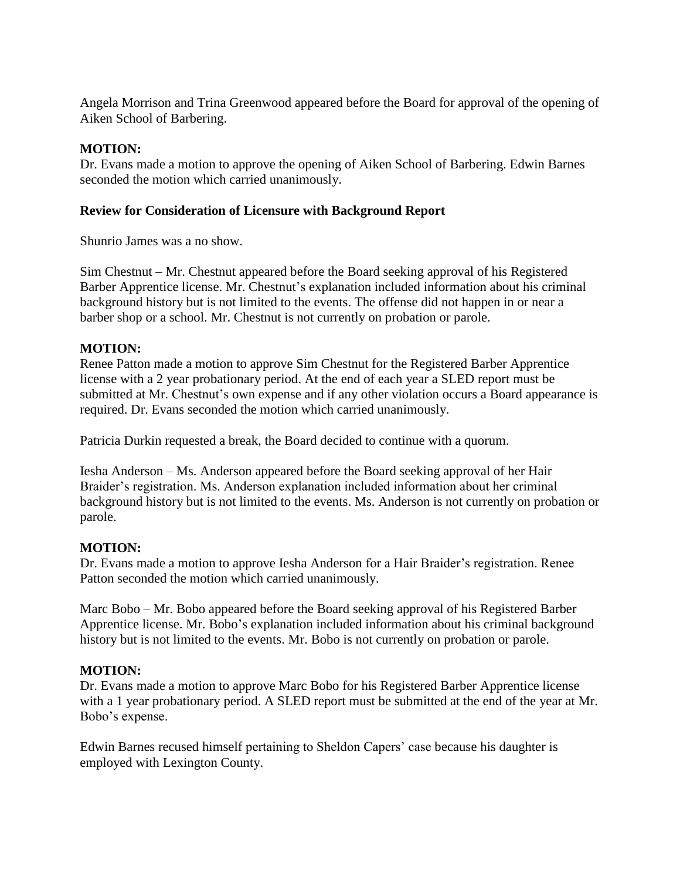Angela Morrison and Trina Greenwood appeared before the Board for approval of the opening of Aiken School of Barbering.

**MOTION:**
Dr. Evans made a motion to approve the opening of Aiken School of Barbering. Edwin Barnes seconded the motion which carried unanimously.

**Review for Consideration of Licensure with Background Report**

Shunrio James was a no show.

Sim Chestnut – Mr. Chestnut appeared before the Board seeking approval of his Registered Barber Apprentice license. Mr. Chestnut's explanation included information about his criminal background history but is not limited to the events. The offense did not happen in or near a barber shop or a school. Mr. Chestnut is not currently on probation or parole.

**MOTION:**
Renee Patton made a motion to approve Sim Chestnut for the Registered Barber Apprentice license with a 2 year probationary period. At the end of each year a SLED report must be submitted at Mr. Chestnut's own expense and if any other violation occurs a Board appearance is required. Dr. Evans seconded the motion which carried unanimously.

Patricia Durkin requested a break, the Board decided to continue with a quorum.

Iesha Anderson – Ms. Anderson appeared before the Board seeking approval of her Hair Braider's registration. Ms. Anderson explanation included information about her criminal background history but is not limited to the events. Ms. Anderson is not currently on probation or parole.

**MOTION:**
Dr. Evans made a motion to approve Iesha Anderson for a Hair Braider's registration. Renee Patton seconded the motion which carried unanimously.

Marc Bobo – Mr. Bobo appeared before the Board seeking approval of his Registered Barber Apprentice license. Mr. Bobo's explanation included information about his criminal background history but is not limited to the events. Mr. Bobo is not currently on probation or parole.

**MOTION:**
Dr. Evans made a motion to approve Marc Bobo for his Registered Barber Apprentice license with a 1 year probationary period. A SLED report must be submitted at the end of the year at Mr. Bobo's expense.

Edwin Barnes recused himself pertaining to Sheldon Capers' case because his daughter is employed with Lexington County.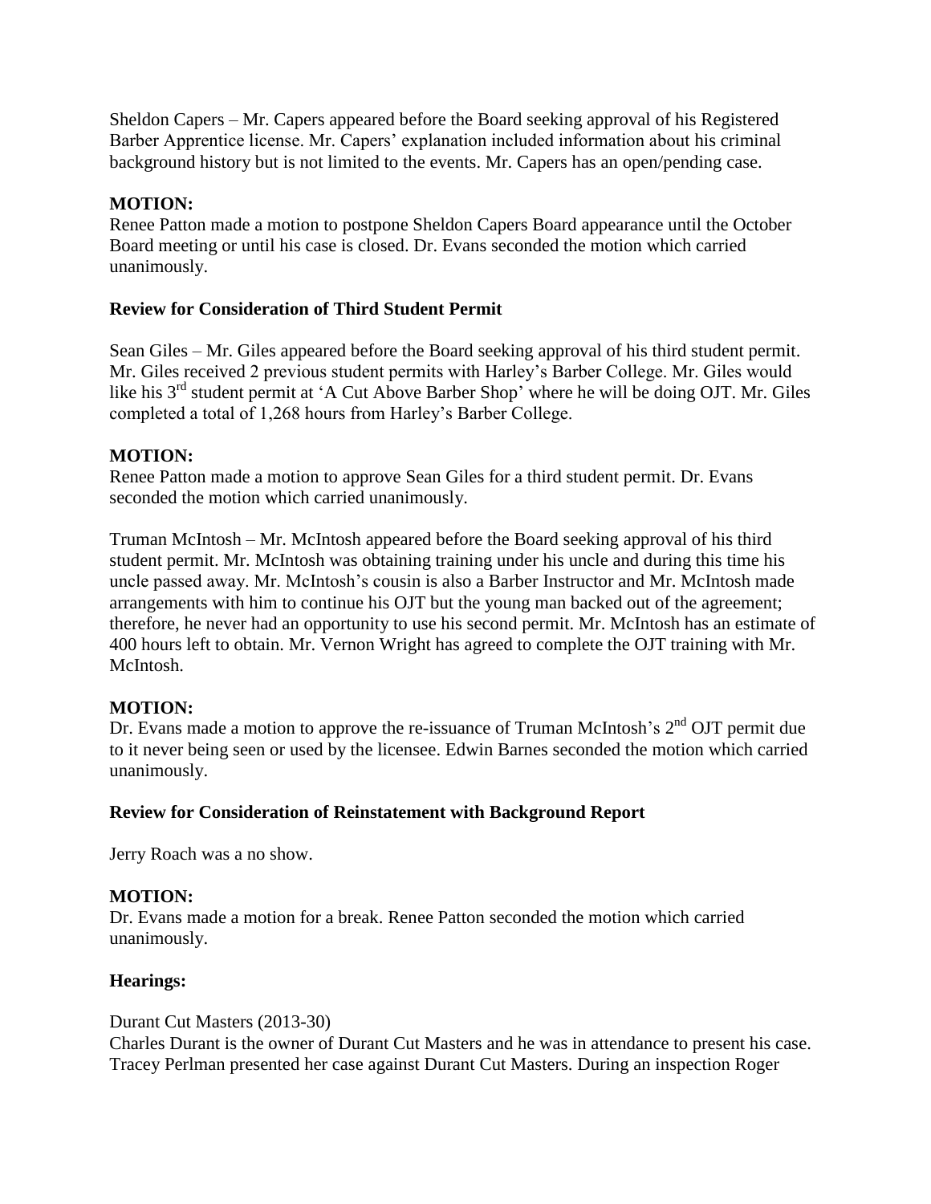Sheldon Capers – Mr. Capers appeared before the Board seeking approval of his Registered Barber Apprentice license. Mr. Capers' explanation included information about his criminal background history but is not limited to the events. Mr. Capers has an open/pending case.

**MOTION:**
Renee Patton made a motion to postpone Sheldon Capers Board appearance until the October Board meeting or until his case is closed. Dr. Evans seconded the motion which carried unanimously.

**Review for Consideration of Third Student Permit**

Sean Giles – Mr. Giles appeared before the Board seeking approval of his third student permit. Mr. Giles received 2 previous student permits with Harley's Barber College. Mr. Giles would like his 3rd student permit at 'A Cut Above Barber Shop' where he will be doing OJT. Mr. Giles completed a total of 1,268 hours from Harley's Barber College.

**MOTION:**
Renee Patton made a motion to approve Sean Giles for a third student permit. Dr. Evans seconded the motion which carried unanimously.

Truman McIntosh – Mr. McIntosh appeared before the Board seeking approval of his third student permit. Mr. McIntosh was obtaining training under his uncle and during this time his uncle passed away. Mr. McIntosh's cousin is also a Barber Instructor and Mr. McIntosh made arrangements with him to continue his OJT but the young man backed out of the agreement; therefore, he never had an opportunity to use his second permit. Mr. McIntosh has an estimate of 400 hours left to obtain. Mr. Vernon Wright has agreed to complete the OJT training with Mr. McIntosh.

**MOTION:**
Dr. Evans made a motion to approve the re-issuance of Truman McIntosh's 2nd OJT permit due to it never being seen or used by the licensee. Edwin Barnes seconded the motion which carried unanimously.

**Review for Consideration of Reinstatement with Background Report**

Jerry Roach was a no show.

**MOTION:**
Dr. Evans made a motion for a break. Renee Patton seconded the motion which carried unanimously.

**Hearings:**

Durant Cut Masters (2013-30)
Charles Durant is the owner of Durant Cut Masters and he was in attendance to present his case. Tracey Perlman presented her case against Durant Cut Masters. During an inspection Roger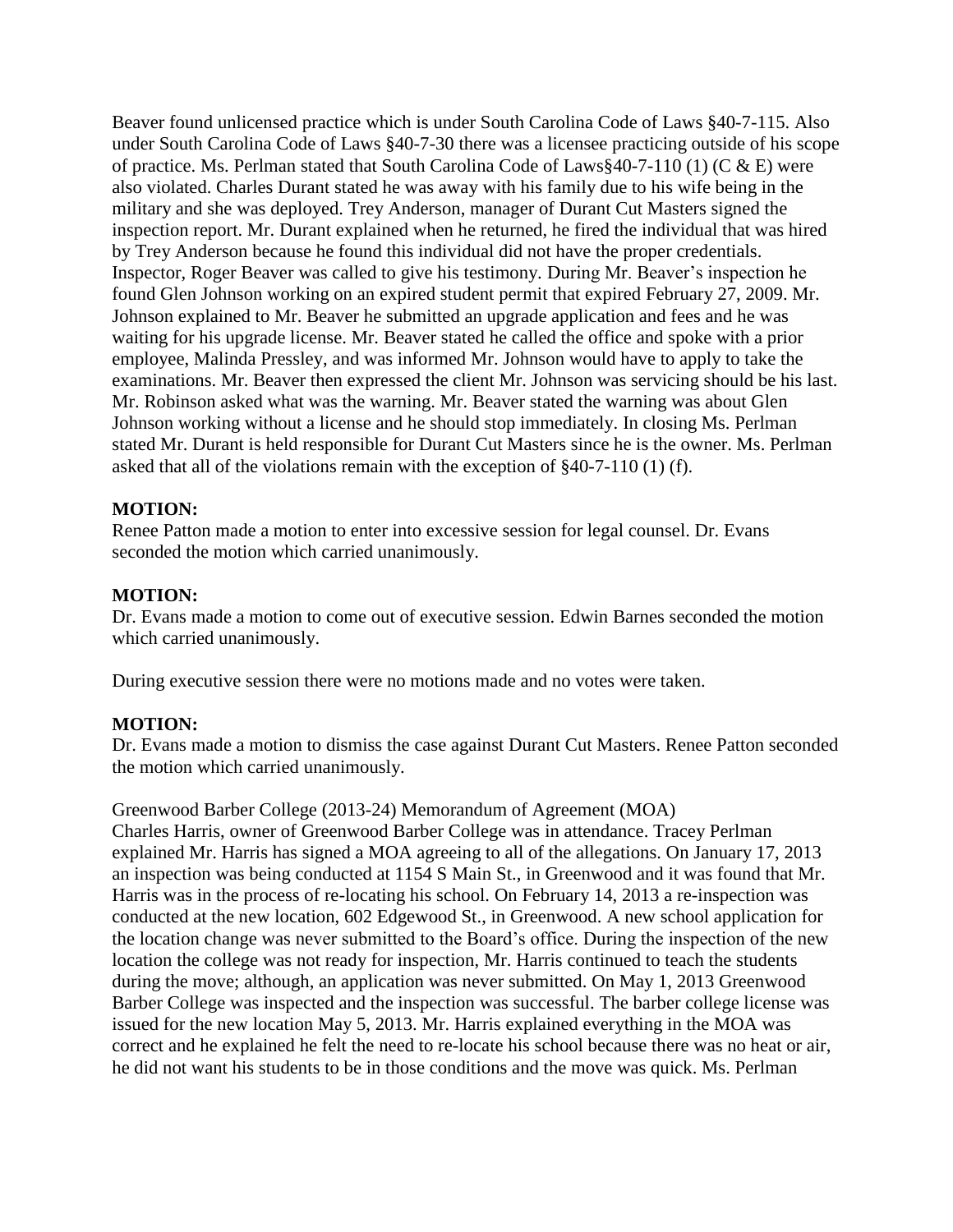Beaver found unlicensed practice which is under South Carolina Code of Laws §40-7-115. Also under South Carolina Code of Laws §40-7-30 there was a licensee practicing outside of his scope of practice. Ms. Perlman stated that South Carolina Code of Laws§40-7-110 (1) (C & E) were also violated. Charles Durant stated he was away with his family due to his wife being in the military and she was deployed. Trey Anderson, manager of Durant Cut Masters signed the inspection report. Mr. Durant explained when he returned, he fired the individual that was hired by Trey Anderson because he found this individual did not have the proper credentials. Inspector, Roger Beaver was called to give his testimony. During Mr. Beaver's inspection he found Glen Johnson working on an expired student permit that expired February 27, 2009. Mr. Johnson explained to Mr. Beaver he submitted an upgrade application and fees and he was waiting for his upgrade license. Mr. Beaver stated he called the office and spoke with a prior employee, Malinda Pressley, and was informed Mr. Johnson would have to apply to take the examinations. Mr. Beaver then expressed the client Mr. Johnson was servicing should be his last. Mr. Robinson asked what was the warning. Mr. Beaver stated the warning was about Glen Johnson working without a license and he should stop immediately. In closing Ms. Perlman stated Mr. Durant is held responsible for Durant Cut Masters since he is the owner. Ms. Perlman asked that all of the violations remain with the exception of §40-7-110 (1) (f).

**MOTION:**
Renee Patton made a motion to enter into excessive session for legal counsel. Dr. Evans seconded the motion which carried unanimously.

**MOTION:**
Dr. Evans made a motion to come out of executive session. Edwin Barnes seconded the motion which carried unanimously.

During executive session there were no motions made and no votes were taken.

**MOTION:**
Dr. Evans made a motion to dismiss the case against Durant Cut Masters. Renee Patton seconded the motion which carried unanimously.

Greenwood Barber College (2013-24) Memorandum of Agreement (MOA)
Charles Harris, owner of Greenwood Barber College was in attendance. Tracey Perlman explained Mr. Harris has signed a MOA agreeing to all of the allegations. On January 17, 2013 an inspection was being conducted at 1154 S Main St., in Greenwood and it was found that Mr. Harris was in the process of re-locating his school. On February 14, 2013 a re-inspection was conducted at the new location, 602 Edgewood St., in Greenwood. A new school application for the location change was never submitted to the Board's office. During the inspection of the new location the college was not ready for inspection, Mr. Harris continued to teach the students during the move; although, an application was never submitted. On May 1, 2013 Greenwood Barber College was inspected and the inspection was successful. The barber college license was issued for the new location May 5, 2013. Mr. Harris explained everything in the MOA was correct and he explained he felt the need to re-locate his school because there was no heat or air, he did not want his students to be in those conditions and the move was quick. Ms. Perlman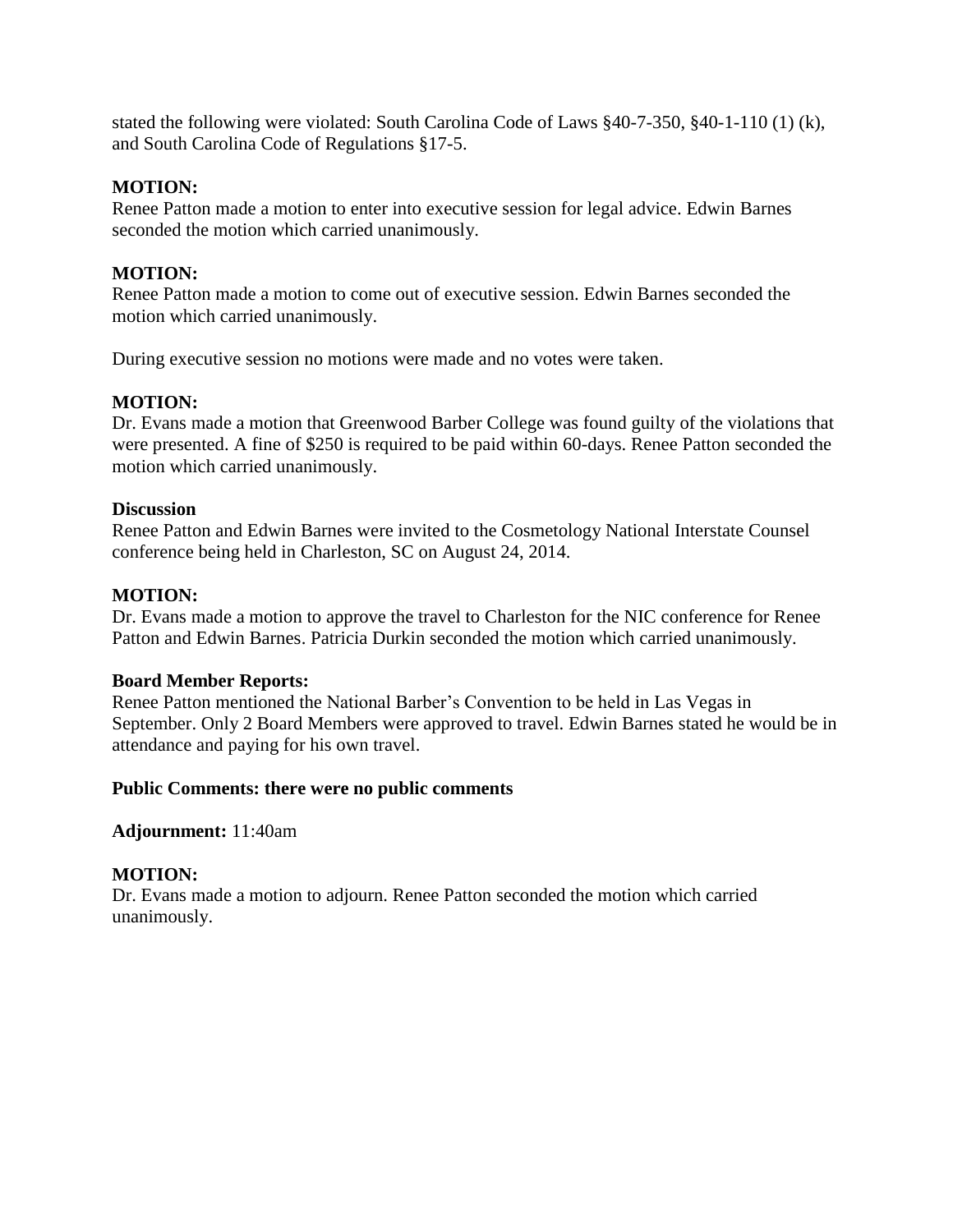stated the following were violated: South Carolina Code of Laws §40-7-350, §40-1-110 (1) (k), and South Carolina Code of Regulations §17-5.

**MOTION:**
Renee Patton made a motion to enter into executive session for legal advice. Edwin Barnes seconded the motion which carried unanimously.

**MOTION:**
Renee Patton made a motion to come out of executive session. Edwin Barnes seconded the motion which carried unanimously.

During executive session no motions were made and no votes were taken.

**MOTION:**
Dr. Evans made a motion that Greenwood Barber College was found guilty of the violations that were presented. A fine of $250 is required to be paid within 60-days. Renee Patton seconded the motion which carried unanimously.

**Discussion**
Renee Patton and Edwin Barnes were invited to the Cosmetology National Interstate Counsel conference being held in Charleston, SC on August 24, 2014.

**MOTION:**
Dr. Evans made a motion to approve the travel to Charleston for the NIC conference for Renee Patton and Edwin Barnes. Patricia Durkin seconded the motion which carried unanimously.

**Board Member Reports:**
Renee Patton mentioned the National Barber's Convention to be held in Las Vegas in September. Only 2 Board Members were approved to travel. Edwin Barnes stated he would be in attendance and paying for his own travel.

**Public Comments: there were no public comments**

**Adjournment:** 11:40am

**MOTION:**
Dr. Evans made a motion to adjourn. Renee Patton seconded the motion which carried unanimously.